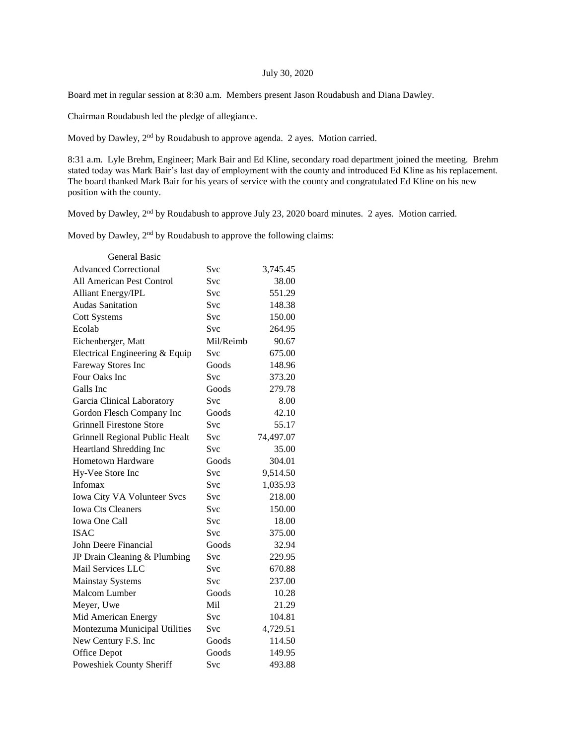July 30, 2020

Board met in regular session at 8:30 a.m. Members present Jason Roudabush and Diana Dawley.

Chairman Roudabush led the pledge of allegiance.

Moved by Dawley, 2nd by Roudabush to approve agenda. 2 ayes. Motion carried.

8:31 a.m. Lyle Brehm, Engineer; Mark Bair and Ed Kline, secondary road department joined the meeting. Brehm stated today was Mark Bair's last day of employment with the county and introduced Ed Kline as his replacement. The board thanked Mark Bair for his years of service with the county and congratulated Ed Kline on his new position with the county.

Moved by Dawley, 2nd by Roudabush to approve July 23, 2020 board minutes. 2 ayes. Motion carried.

Moved by Dawley, 2nd by Roudabush to approve the following claims:

| General Basic | | |
|---|---|---|
| Advanced Correctional | Svc | 3,745.45 |
| All American Pest Control | Svc | 38.00 |
| Alliant Energy/IPL | Svc | 551.29 |
| Audas Sanitation | Svc | 148.38 |
| Cott Systems | Svc | 150.00 |
| Ecolab | Svc | 264.95 |
| Eichenberger, Matt | Mil/Reimb | 90.67 |
| Electrical Engineering & Equip | Svc | 675.00 |
| Fareway Stores Inc | Goods | 148.96 |
| Four Oaks Inc | Svc | 373.20 |
| Galls Inc | Goods | 279.78 |
| Garcia Clinical Laboratory | Svc | 8.00 |
| Gordon Flesch Company Inc | Goods | 42.10 |
| Grinnell Firestone Store | Svc | 55.17 |
| Grinnell Regional Public Healt | Svc | 74,497.07 |
| Heartland Shredding Inc | Svc | 35.00 |
| Hometown Hardware | Goods | 304.01 |
| Hy-Vee Store Inc | Svc | 9,514.50 |
| Infomax | Svc | 1,035.93 |
| Iowa City VA Volunteer Svcs | Svc | 218.00 |
| Iowa Cts Cleaners | Svc | 150.00 |
| Iowa One Call | Svc | 18.00 |
| ISAC | Svc | 375.00 |
| John Deere Financial | Goods | 32.94 |
| JP Drain Cleaning & Plumbing | Svc | 229.95 |
| Mail Services LLC | Svc | 670.88 |
| Mainstay Systems | Svc | 237.00 |
| Malcom Lumber | Goods | 10.28 |
| Meyer, Uwe | Mil | 21.29 |
| Mid American Energy | Svc | 104.81 |
| Montezuma Municipal Utilities | Svc | 4,729.51 |
| New Century F.S. Inc | Goods | 114.50 |
| Office Depot | Goods | 149.95 |
| Poweshiek County Sheriff | Svc | 493.88 |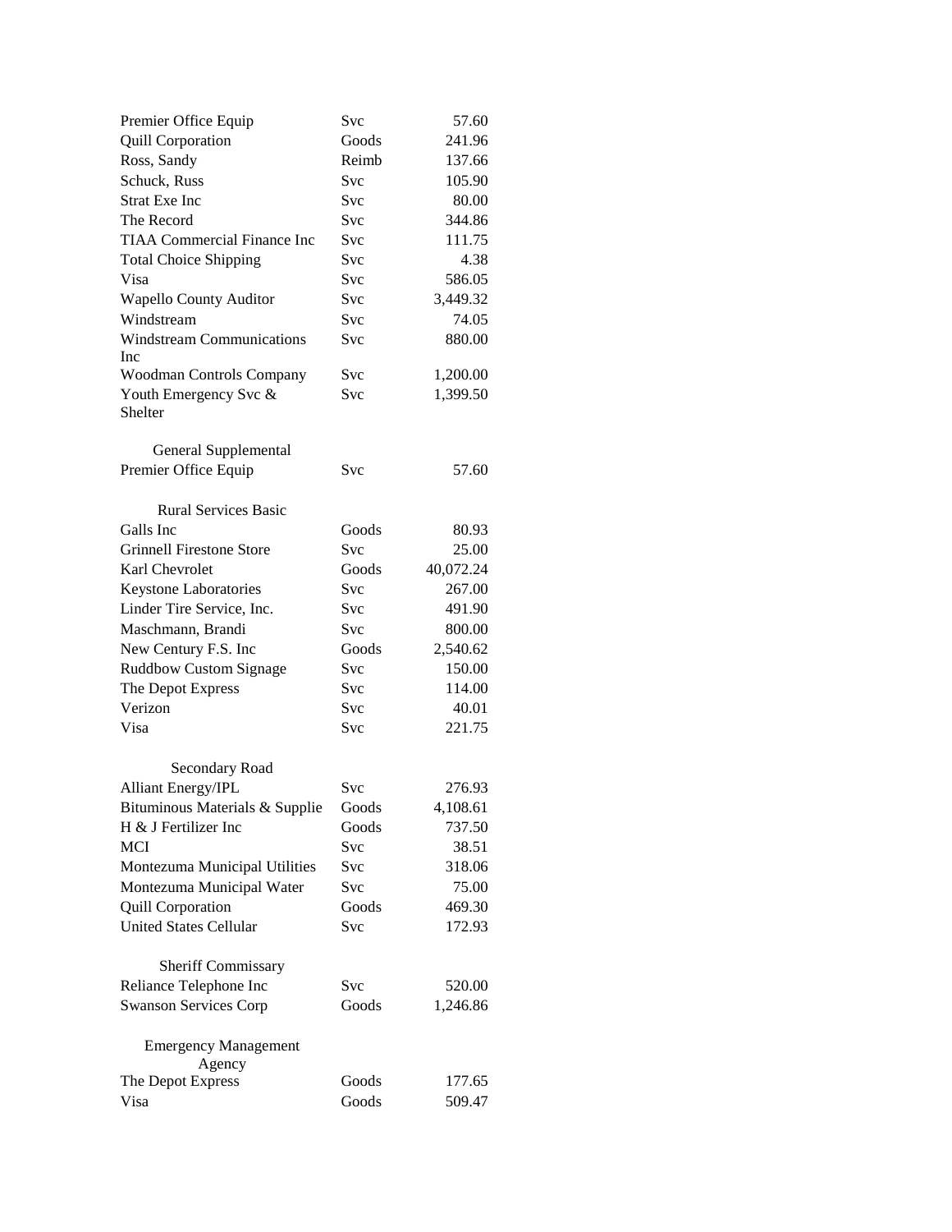| | | |
|---|---|---|
| Premier Office Equip | Svc | 57.60 |
| Quill Corporation | Goods | 241.96 |
| Ross, Sandy | Reimb | 137.66 |
| Schuck, Russ | Svc | 105.90 |
| Strat Exe Inc | Svc | 80.00 |
| The Record | Svc | 344.86 |
| TIAA Commercial Finance Inc | Svc | 111.75 |
| Total Choice Shipping | Svc | 4.38 |
| Visa | Svc | 586.05 |
| Wapello County Auditor | Svc | 3,449.32 |
| Windstream | Svc | 74.05 |
| Windstream Communications Inc | Svc | 880.00 |
| Woodman Controls Company | Svc | 1,200.00 |
| Youth Emergency Svc & Shelter | Svc | 1,399.50 |

General Supplemental

| | | |
|---|---|---|
| Premier Office Equip | Svc | 57.60 |

Rural Services Basic

| | | |
|---|---|---|
| Galls Inc | Goods | 80.93 |
| Grinnell Firestone Store | Svc | 25.00 |
| Karl Chevrolet | Goods | 40,072.24 |
| Keystone Laboratories | Svc | 267.00 |
| Linder Tire Service, Inc. | Svc | 491.90 |
| Maschmann, Brandi | Svc | 800.00 |
| New Century F.S. Inc | Goods | 2,540.62 |
| Ruddbow Custom Signage | Svc | 150.00 |
| The Depot Express | Svc | 114.00 |
| Verizon | Svc | 40.01 |
| Visa | Svc | 221.75 |

Secondary Road

| | | |
|---|---|---|
| Alliant Energy/IPL | Svc | 276.93 |
| Bituminous Materials & Supplie | Goods | 4,108.61 |
| H & J Fertilizer Inc | Goods | 737.50 |
| MCI | Svc | 38.51 |
| Montezuma Municipal Utilities | Svc | 318.06 |
| Montezuma Municipal Water | Svc | 75.00 |
| Quill Corporation | Goods | 469.30 |
| United States Cellular | Svc | 172.93 |

Sheriff Commissary

| | | |
|---|---|---|
| Reliance Telephone Inc | Svc | 520.00 |
| Swanson Services Corp | Goods | 1,246.86 |

Emergency Management Agency

| | | |
|---|---|---|
| The Depot Express | Goods | 177.65 |
| Visa | Goods | 509.47 |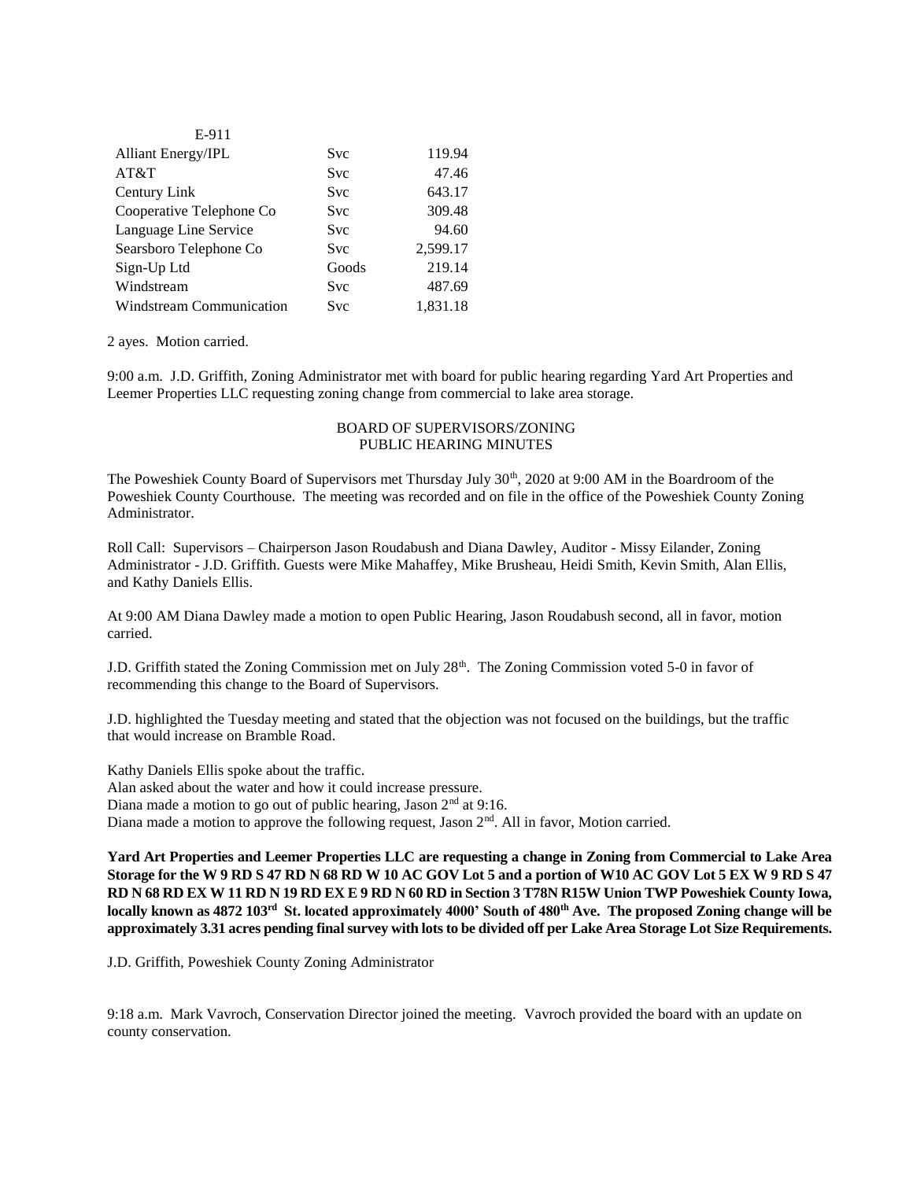| E-911 | | |
|---|---|---|
| Alliant Energy/IPL | Svc | 119.94 |
| AT&T | Svc | 47.46 |
| Century Link | Svc | 643.17 |
| Cooperative Telephone Co | Svc | 309.48 |
| Language Line Service | Svc | 94.60 |
| Searsboro Telephone Co | Svc | 2,599.17 |
| Sign-Up Ltd | Goods | 219.14 |
| Windstream | Svc | 487.69 |
| Windstream Communication | Svc | 1,831.18 |

2 ayes. Motion carried.

9:00 a.m. J.D. Griffith, Zoning Administrator met with board for public hearing regarding Yard Art Properties and Leemer Properties LLC requesting zoning change from commercial to lake area storage.

BOARD OF SUPERVISORS/ZONING
PUBLIC HEARING MINUTES

The Poweshiek County Board of Supervisors met Thursday July 30th, 2020 at 9:00 AM in the Boardroom of the Poweshiek County Courthouse. The meeting was recorded and on file in the office of the Poweshiek County Zoning Administrator.

Roll Call: Supervisors – Chairperson Jason Roudabush and Diana Dawley, Auditor - Missy Eilander, Zoning Administrator - J.D. Griffith. Guests were Mike Mahaffey, Mike Brusheau, Heidi Smith, Kevin Smith, Alan Ellis, and Kathy Daniels Ellis.

At 9:00 AM Diana Dawley made a motion to open Public Hearing, Jason Roudabush second, all in favor, motion carried.

J.D. Griffith stated the Zoning Commission met on July 28th. The Zoning Commission voted 5-0 in favor of recommending this change to the Board of Supervisors.

J.D. highlighted the Tuesday meeting and stated that the objection was not focused on the buildings, but the traffic that would increase on Bramble Road.

Kathy Daniels Ellis spoke about the traffic.
Alan asked about the water and how it could increase pressure.
Diana made a motion to go out of public hearing, Jason 2nd at 9:16.
Diana made a motion to approve the following request, Jason 2nd. All in favor, Motion carried.

**Yard Art Properties and Leemer Properties LLC are requesting a change in Zoning from Commercial to Lake Area Storage for the W 9 RD S 47 RD N 68 RD W 10 AC GOV Lot 5 and a portion of W10 AC GOV Lot 5 EX W 9 RD S 47 RD N 68 RD EX W 11 RD N 19 RD EX E 9 RD N 60 RD in Section 3 T78N R15W Union TWP Poweshiek County Iowa, locally known as 4872 103rd St. located approximately 4000' South of 480th Ave. The proposed Zoning change will be approximately 3.31 acres pending final survey with lots to be divided off per Lake Area Storage Lot Size Requirements.**

J.D. Griffith, Poweshiek County Zoning Administrator

9:18 a.m. Mark Vavroch, Conservation Director joined the meeting. Vavroch provided the board with an update on county conservation.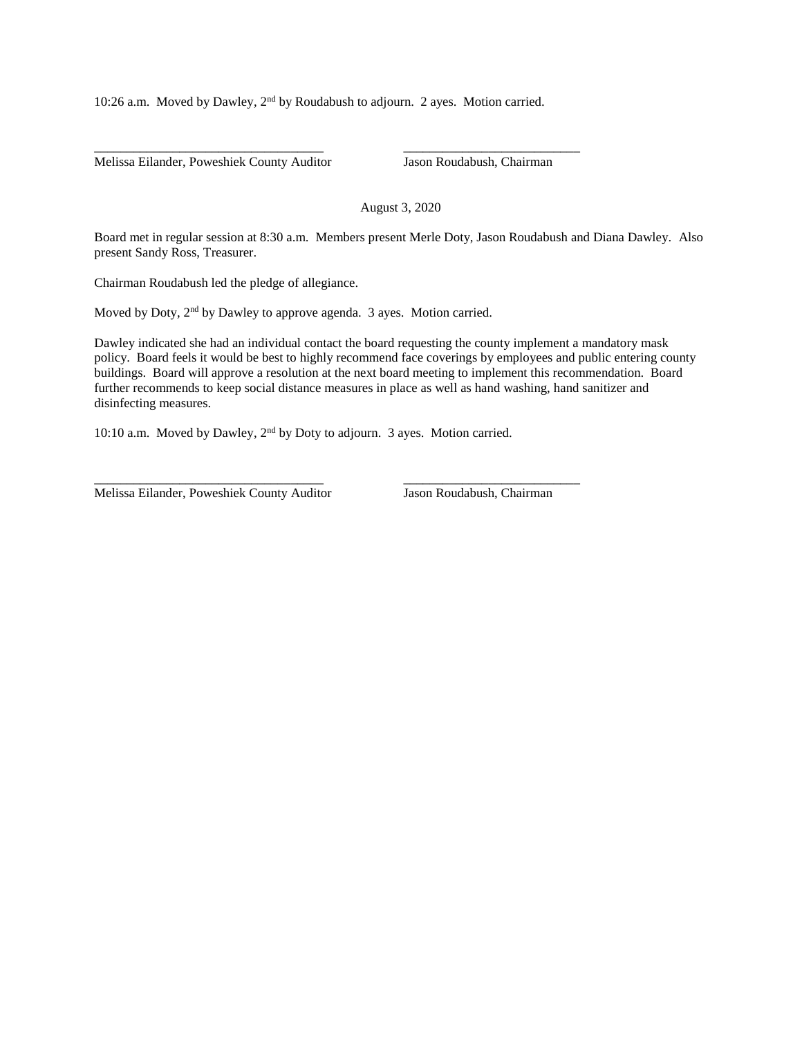10:26 a.m. Moved by Dawley, 2nd by Roudabush to adjourn. 2 ayes. Motion carried.

\_\_\_\_\_\_\_\_\_\_\_\_\_\_\_\_\_\_\_\_\_\_\_\_\_\_\_\_\_\_\_\_\_\_\_ \_\_\_\_\_\_\_\_\_\_\_\_\_\_\_\_\_\_\_\_\_\_\_\_\_\_\_

Melissa Eilander, Poweshiek County Auditor Jason Roudabush, Chairman

August 3, 2020

Board met in regular session at 8:30 a.m. Members present Merle Doty, Jason Roudabush and Diana Dawley. Also present Sandy Ross, Treasurer.

Chairman Roudabush led the pledge of allegiance.

Moved by Doty, 2nd by Dawley to approve agenda. 3 ayes. Motion carried.

Dawley indicated she had an individual contact the board requesting the county implement a mandatory mask policy. Board feels it would be best to highly recommend face coverings by employees and public entering county buildings. Board will approve a resolution at the next board meeting to implement this recommendation. Board further recommends to keep social distance measures in place as well as hand washing, hand sanitizer and disinfecting measures.

10:10 a.m. Moved by Dawley, 2nd by Doty to adjourn. 3 ayes. Motion carried.

\_\_\_\_\_\_\_\_\_\_\_\_\_\_\_\_\_\_\_\_\_\_\_\_\_\_\_\_\_\_\_\_\_\_\_ \_\_\_\_\_\_\_\_\_\_\_\_\_\_\_\_\_\_\_\_\_\_\_\_\_\_\_

Melissa Eilander, Poweshiek County Auditor Jason Roudabush, Chairman